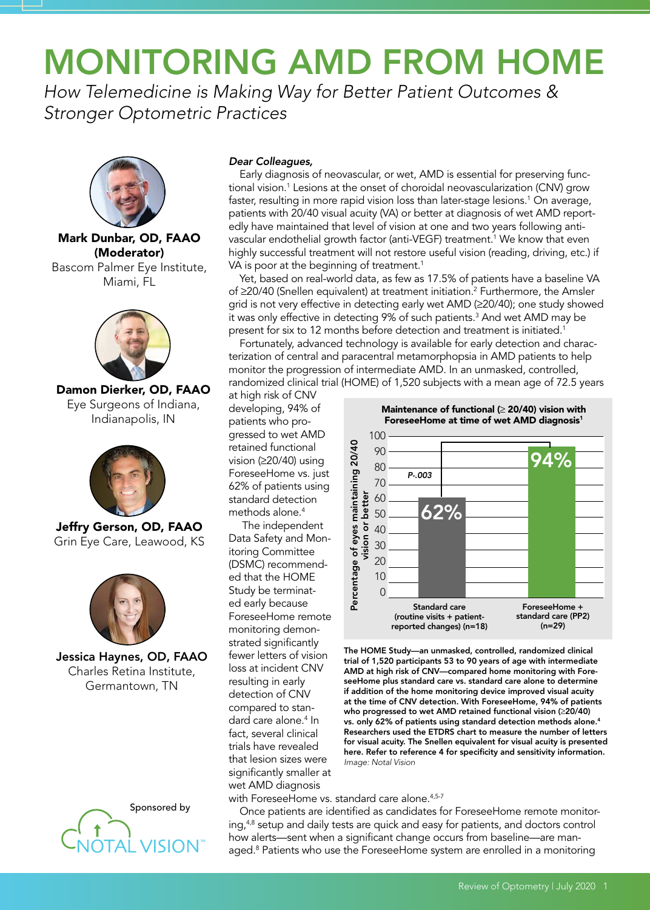# MONITORING AMD FROM HOME

*How Telemedicine is Making Way for Better Patient Outcomes & Stronger Optometric Practices*

**Mark Dunbar, OD, FAAO (Moderator)**
Bascom Palmer Eye Institute, Miami, FL

**Damon Dierker, OD, FAAO**
Eye Surgeons of Indiana, Indianapolis, IN

**Jeffry Gerson, OD, FAAO**
Grin Eye Care, Leawood, KS

**Jessica Haynes, OD, FAAO**
Charles Retina Institute, Germantown, TN

Sponsored by NOTAL VISION™

***Dear Colleagues,***

Early diagnosis of neovascular, or wet, AMD is essential for preserving functional vision.[1] Lesions at the onset of choroidal neovascularization (CNV) grow faster, resulting in more rapid vision loss than later-stage lesions.[1] On average, patients with 20/40 visual acuity (VA) or better at diagnosis of wet AMD reportedly have maintained that level of vision at one and two years following anti-vascular endothelial growth factor (anti-VEGF) treatment.[1] We know that even highly successful treatment will not restore useful vision (reading, driving, etc.) if VA is poor at the beginning of treatment.[1]

Yet, based on real-world data, as few as 17.5% of patients have a baseline VA of ≥20/40 (Snellen equivalent) at treatment initiation.[2] Furthermore, the Amsler grid is not very effective in detecting early wet AMD (≥20/40); one study showed it was only effective in detecting 9% of such patients.[3] And wet AMD may be present for six to 12 months before detection and treatment is initiated.[1]

Fortunately, advanced technology is available for early detection and characterization of central and paracentral metamorphopsia in AMD patients to help monitor the progression of intermediate AMD. In an unmasked, controlled, randomized clinical trial (HOME) of 1,520 subjects with a mean age of 72.5 years at high risk of CNV developing, 94% of patients who progressed to wet AMD retained functional vision (≥20/40) using ForeseeHome vs. just 62% of patients using standard detection methods alone.[4]

The independent Data Safety and Monitoring Committee (DSMC) recommended that the HOME Study be terminated early because ForeseeHome remote monitoring demonstrated significantly fewer letters of vision loss at incident CNV resulting in early detection of CNV compared to standard care alone.[4] In fact, several clinical trials have revealed that lesion sizes were significantly smaller at wet AMD diagnosis with ForeseeHome vs. standard care alone.[4,5-7]

**Maintenance of functional (≥ 20/40) vision with ForeseeHome at time of wet AMD diagnosis[1]**

| Group | Percentage of eyes maintaining 20/40 vision or better |
|---|---|
| Standard care (routine visits + patient-reported changes) (n=18) | 62% |
| ForeseeHome + standard care (PP2) (n=29) | 94% |

P=.003

**The HOME Study—an unmasked, controlled, randomized clinical trial of 1,520 participants 53 to 90 years of age with intermediate AMD at high risk of CNV—compared home monitoring with ForeseeHome plus standard care vs. standard care alone to determine if addition of the home monitoring device improved visual acuity at the time of CNV detection. With ForeseeHome, 94% of patients who progressed to wet AMD retained functional vision (≥20/40) vs. only 62% of patients using standard detection methods alone.[4] Researchers used the ETDRS chart to measure the number of letters for visual acuity. The Snellen equivalent for visual acuity is presented here. Refer to reference 4 for specificity and sensitivity information.**
*Image: Notal Vision*

Once patients are identified as candidates for ForeseeHome remote monitoring,[4,8] setup and daily tests are quick and easy for patients, and doctors control how alerts—sent when a significant change occurs from baseline—are managed.[8] Patients who use the ForeseeHome system are enrolled in a monitoring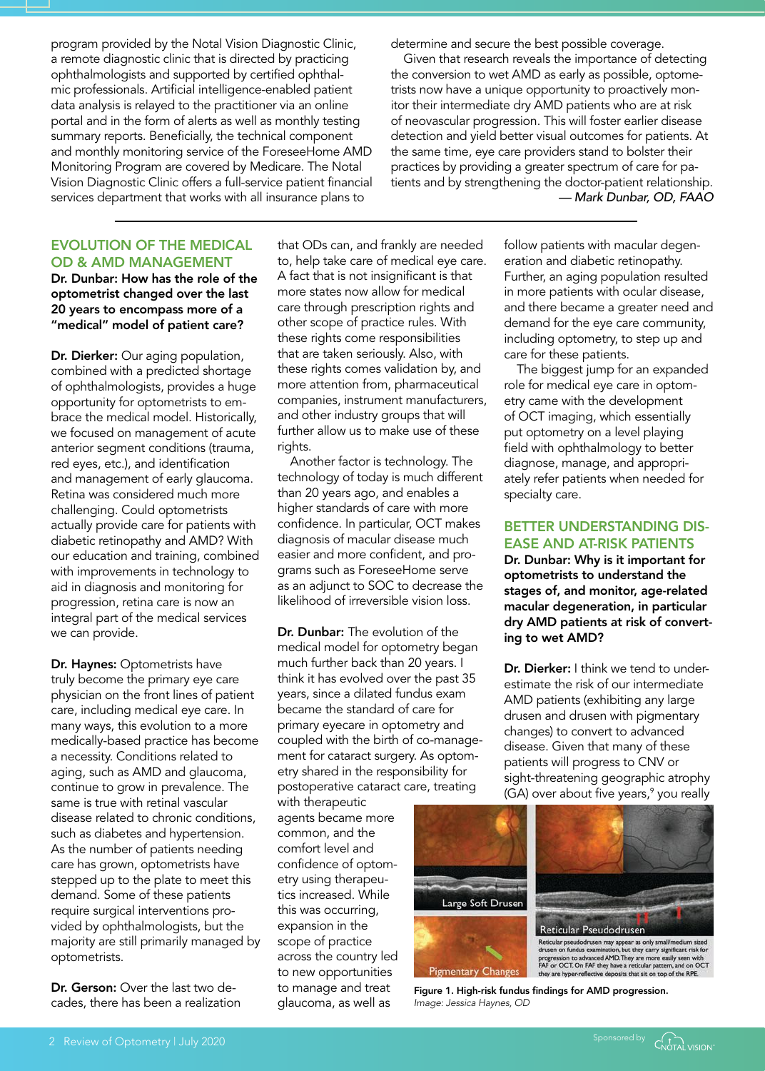program provided by the Notal Vision Diagnostic Clinic, a remote diagnostic clinic that is directed by practicing ophthalmologists and supported by certified ophthalmic professionals. Artificial intelligence-enabled patient data analysis is relayed to the practitioner via an online portal and in the form of alerts as well as monthly testing summary reports. Beneficially, the technical component and monthly monitoring service of the ForeseeHome AMD Monitoring Program are covered by Medicare. The Notal Vision Diagnostic Clinic offers a full-service patient financial services department that works with all insurance plans to determine and secure the best possible coverage.

Given that research reveals the importance of detecting the conversion to wet AMD as early as possible, optometrists now have a unique opportunity to proactively monitor their intermediate dry AMD patients who are at risk of neovascular progression. This will foster earlier disease detection and yield better visual outcomes for patients. At the same time, eye care providers stand to bolster their practices by providing a greater spectrum of care for patients and by strengthening the doctor-patient relationship.

*— Mark Dunbar, OD, FAAO*

## EVOLUTION OF THE MEDICAL OD & AMD MANAGEMENT

**Dr. Dunbar: How has the role of the optometrist changed over the last 20 years to encompass more of a "medical" model of patient care?**

**Dr. Dierker:** Our aging population, combined with a predicted shortage of ophthalmologists, provides a huge opportunity for optometrists to embrace the medical model. Historically, we focused on management of acute anterior segment conditions (trauma, red eyes, etc.), and identification and management of early glaucoma. Retina was considered much more challenging. Could optometrists actually provide care for patients with diabetic retinopathy and AMD? With our education and training, combined with improvements in technology to aid in diagnosis and monitoring for progression, retina care is now an integral part of the medical services we can provide.

**Dr. Haynes:** Optometrists have truly become the primary eye care physician on the front lines of patient care, including medical eye care. In many ways, this evolution to a more medically-based practice has become a necessity. Conditions related to aging, such as AMD and glaucoma, continue to grow in prevalence. The same is true with retinal vascular disease related to chronic conditions, such as diabetes and hypertension. As the number of patients needing care has grown, optometrists have stepped up to the plate to meet this demand. Some of these patients require surgical interventions provided by ophthalmologists, but the majority are still primarily managed by optometrists.

**Dr. Gerson:** Over the last two decades, there has been a realization that ODs can, and frankly are needed to, help take care of medical eye care. A fact that is not insignificant is that more states now allow for medical care through prescription rights and other scope of practice rules. With these rights come responsibilities that are taken seriously. Also, with these rights comes validation by, and more attention from, pharmaceutical companies, instrument manufacturers, and other industry groups that will further allow us to make use of these rights.

Another factor is technology. The technology of today is much different than 20 years ago, and enables a higher standards of care with more confidence. In particular, OCT makes diagnosis of macular disease much easier and more confident, and programs such as ForeseeHome serve as an adjunct to SOC to decrease the likelihood of irreversible vision loss.

**Dr. Dunbar:** The evolution of the medical model for optometry began much further back than 20 years. I think it has evolved over the past 35 years, since a dilated fundus exam became the standard of care for primary eyecare in optometry and coupled with the birth of co-management for cataract surgery. As optometry shared in the responsibility for postoperative cataract care, treating with therapeutic agents became more common, and the comfort level and confidence of optometry using therapeutics increased. While this was occurring, expansion in the scope of practice across the country led to new opportunities to manage and treat glaucoma, as well as follow patients with macular degeneration and diabetic retinopathy. Further, an aging population resulted in more patients with ocular disease, and there became a greater need and demand for the eye care community, including optometry, to step up and care for these patients.

The biggest jump for an expanded role for medical eye care in optometry came with the development of OCT imaging, which essentially put optometry on a level playing field with ophthalmology to better diagnose, manage, and appropriately refer patients when needed for specialty care.

## BETTER UNDERSTANDING DISEASE AND AT-RISK PATIENTS

**Dr. Dunbar: Why is it important for optometrists to understand the stages of, and monitor, age-related macular degeneration, in particular dry AMD patients at risk of converting to wet AMD?**

**Dr. Dierker:** I think we tend to underestimate the risk of our intermediate AMD patients (exhibiting any large drusen and drusen with pigmentary changes) to convert to advanced disease. Given that many of these patients will progress to CNV or sight-threatening geographic atrophy (GA) over about five years,[9] you really

Large Soft Drusen

Pigmentary Changes

Reticular Pseudodrusen

Reticular pseudodrusen may appear as only small/medium sized drusen on fundus examination, but they carry significant risk for progression to advanced AMD. They are more easily seen with FAF or OCT. On FAF they have a reticular pattern, and on OCT they are hyper-reflective deposits that sit on top of the RPE.

**Figure 1. High-risk fundus findings for AMD progression.**
*Image: Jessica Haynes, OD*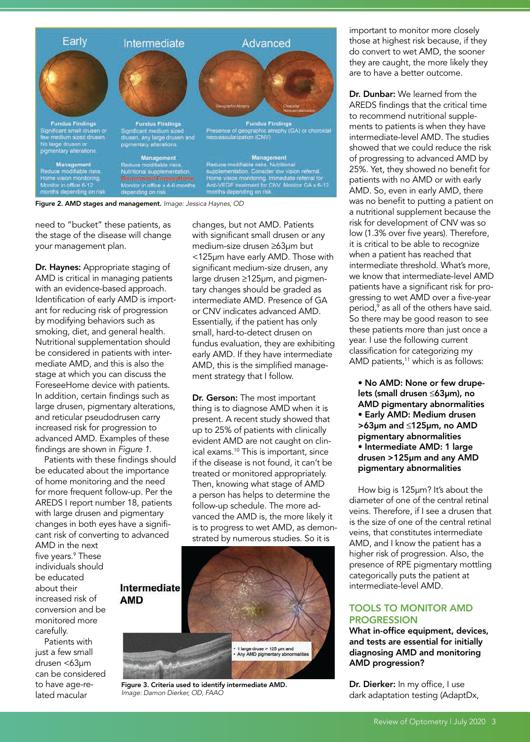Figure 2. AMD stages and management. *Image: Jessica Haynes, OD*

need to "bucket" these patients, as the stage of the disease will change your management plan.

**Dr. Haynes:** Appropriate staging of AMD is critical in managing patients with an evidence-based approach. Identification of early AMD is important for reducing risk of progression by modifying behaviors such as smoking, diet, and general health. Nutritional supplementation should be considered in patients with intermediate AMD, and this is also the stage at which you can discuss the ForeseeHome device with patients. In addition, certain findings such as large drusen, pigmentary alterations, and reticular pseudodrusen carry increased risk for progression to advanced AMD. Examples of these findings are shown in *Figure 1*.

Patients with these findings should be educated about the importance of home monitoring and the need for more frequent follow-up. Per the AREDS I report number 18, patients with large drusen and pigmentary changes in both eyes have a significant risk of converting to advanced AMD in the next five years.[9] These individuals should be educated about their increased risk of conversion and be monitored more carefully.

Patients with just a few small drusen <63µm can be considered to have age-related macular changes, but not AMD. Patients with significant small drusen or any medium-size drusen ≥63µm but <125µm have early AMD. Those with significant medium-size drusen, any large drusen ≥125µm, and pigmentary changes should be graded as intermediate AMD. Presence of GA or CNV indicates advanced AMD. Essentially, if the patient has only small, hard-to-detect drusen on fundus evaluation, they are exhibiting early AMD. If they have intermediate AMD, this is the simplified management strategy that I follow.

**Dr. Gerson:** The most important thing is to diagnose AMD when it is present. A recent study showed that up to 25% of patients with clinically evident AMD are not caught on clinical exams.[10] This is important, since if the disease is not found, it can't be treated or monitored appropriately. Then, knowing what stage of AMD a person has helps to determine the follow-up schedule. The more advanced the AMD is, the more likely it is to progress to wet AMD, as demonstrated by numerous studies. So it is important to monitor more closely those at highest risk because, if they do convert to wet AMD, the sooner they are caught, the more likely they are to have a better outcome.

**Figure 3. Criteria used to identify intermediate AMD.** *Image: Damon Dierker, OD, FAAO*

**Dr. Dunbar:** We learned from the AREDS findings that the critical time to recommend nutritional supplements to patients is when they have intermediate-level AMD. The studies showed that we could reduce the risk of progressing to advanced AMD by 25%. Yet, they showed no benefit for patients with no AMD or with early AMD. So, even in early AMD, there was no benefit to putting a patient on a nutritional supplement because the risk for development of CNV was so low (1.3% over five years). Therefore, it is critical to be able to recognize when a patient has reached that intermediate threshold. What's more, we know that intermediate-level AMD patients have a significant risk for progressing to wet AMD over a five-year period,[9] as all of the others have said. So there may be good reason to see these patients more than just once a year. I use the following current classification for categorizing my AMD patients,[11] which is as follows:

- **No AMD: None or few drupelets (small drusen ≤63µm), no AMD pigmentary abnormalities**
- **Early AMD: Medium drusen >63µm and ≤125µm, no AMD pigmentary abnormalities**
- **Intermediate AMD: 1 large drusen >125µm and any AMD pigmentary abnormalities**

How big is 125µm? It's about the diameter of one of the central retinal veins. Therefore, if I see a drusen that is the size of one of the central retinal veins, that constitutes intermediate AMD, and I know the patient has a higher risk of progression. Also, the presence of RPE pigmentary mottling categorically puts the patient at intermediate-level AMD.

## TOOLS TO MONITOR AMD PROGRESSION

**What in-office equipment, devices, and tests are essential for initially diagnosing AMD and monitoring AMD progression?**

**Dr. Dierker:** In my office, I use dark adaptation testing (AdaptDx,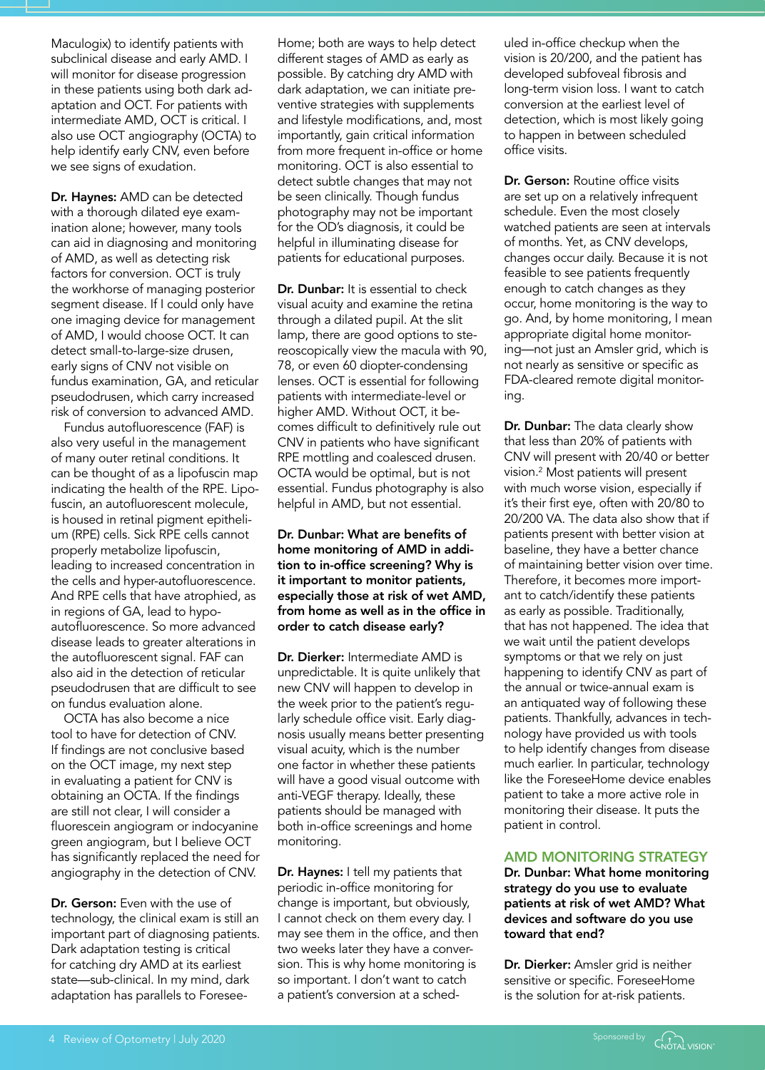Maculogix) to identify patients with subclinical disease and early AMD. I will monitor for disease progression in these patients using both dark adaptation and OCT. For patients with intermediate AMD, OCT is critical. I also use OCT angiography (OCTA) to help identify early CNV, even before we see signs of exudation.

**Dr. Haynes:** AMD can be detected with a thorough dilated eye examination alone; however, many tools can aid in diagnosing and monitoring of AMD, as well as detecting risk factors for conversion. OCT is truly the workhorse of managing posterior segment disease. If I could only have one imaging device for management of AMD, I would choose OCT. It can detect small-to-large-size drusen, early signs of CNV not visible on fundus examination, GA, and reticular pseudodrusen, which carry increased risk of conversion to advanced AMD.

Fundus autofluorescence (FAF) is also very useful in the management of many outer retinal conditions. It can be thought of as a lipofuscin map indicating the health of the RPE. Lipofuscin, an autofluorescent molecule, is housed in retinal pigment epithelium (RPE) cells. Sick RPE cells cannot properly metabolize lipofuscin, leading to increased concentration in the cells and hyper-autofluorescence. And RPE cells that have atrophied, as in regions of GA, lead to hypo-autofluorescence. So more advanced disease leads to greater alterations in the autofluorescent signal. FAF can also aid in the detection of reticular pseudodrusen that are difficult to see on fundus evaluation alone.

OCTA has also become a nice tool to have for detection of CNV. If findings are not conclusive based on the OCT image, my next step in evaluating a patient for CNV is obtaining an OCTA. If the findings are still not clear, I will consider a fluorescein angiogram or indocyanine green angiogram, but I believe OCT has significantly replaced the need for angiography in the detection of CNV.

**Dr. Gerson:** Even with the use of technology, the clinical exam is still an important part of diagnosing patients. Dark adaptation testing is critical for catching dry AMD at its earliest state—sub-clinical. In my mind, dark adaptation has parallels to ForeseeHome; both are ways to help detect different stages of AMD as early as possible. By catching dry AMD with dark adaptation, we can initiate preventive strategies with supplements and lifestyle modifications, and, most importantly, gain critical information from more frequent in-office or home monitoring. OCT is also essential to detect subtle changes that may not be seen clinically. Though fundus photography may not be important for the OD's diagnosis, it could be helpful in illuminating disease for patients for educational purposes.

**Dr. Dunbar:** It is essential to check visual acuity and examine the retina through a dilated pupil. At the slit lamp, there are good options to stereoscopically view the macula with 90, 78, or even 60 diopter-condensing lenses. OCT is essential for following patients with intermediate-level or higher AMD. Without OCT, it becomes difficult to definitively rule out CNV in patients who have significant RPE mottling and coalesced drusen. OCTA would be optimal, but is not essential. Fundus photography is also helpful in AMD, but not essential.

**Dr. Dunbar: What are benefits of home monitoring of AMD in addition to in-office screening? Why is it important to monitor patients, especially those at risk of wet AMD, from home as well as in the office in order to catch disease early?**

**Dr. Dierker:** Intermediate AMD is unpredictable. It is quite unlikely that new CNV will happen to develop in the week prior to the patient's regularly schedule office visit. Early diagnosis usually means better presenting visual acuity, which is the number one factor in whether these patients will have a good visual outcome with anti-VEGF therapy. Ideally, these patients should be managed with both in-office screenings and home monitoring.

**Dr. Haynes:** I tell my patients that periodic in-office monitoring for change is important, but obviously, I cannot check on them every day. I may see them in the office, and then two weeks later they have a conversion. This is why home monitoring is so important. I don't want to catch a patient's conversion at a scheduled in-office checkup when the vision is 20/200, and the patient has developed subfoveal fibrosis and long-term vision loss. I want to catch conversion at the earliest level of detection, which is most likely going to happen in between scheduled office visits.

**Dr. Gerson:** Routine office visits are set up on a relatively infrequent schedule. Even the most closely watched patients are seen at intervals of months. Yet, as CNV develops, changes occur daily. Because it is not feasible to see patients frequently enough to catch changes as they occur, home monitoring is the way to go. And, by home monitoring, I mean appropriate digital home monitoring—not just an Amsler grid, which is not nearly as sensitive or specific as FDA-cleared remote digital monitoring.

**Dr. Dunbar:** The data clearly show that less than 20% of patients with CNV will present with 20/40 or better vision.[2] Most patients will present with much worse vision, especially if it's their first eye, often with 20/80 to 20/200 VA. The data also show that if patients present with better vision at baseline, they have a better chance of maintaining better vision over time. Therefore, it becomes more important to catch/identify these patients as early as possible. Traditionally, that has not happened. The idea that we wait until the patient develops symptoms or that we rely on just happening to identify CNV as part of the annual or twice-annual exam is an antiquated way of following these patients. Thankfully, advances in technology have provided us with tools to help identify changes from disease much earlier. In particular, technology like the ForeseeHome device enables patient to take a more active role in monitoring their disease. It puts the patient in control.

## AMD MONITORING STRATEGY

**Dr. Dunbar: What home monitoring strategy do you use to evaluate patients at risk of wet AMD? What devices and software do you use toward that end?**

**Dr. Dierker:** Amsler grid is neither sensitive or specific. ForeseeHome is the solution for at-risk patients.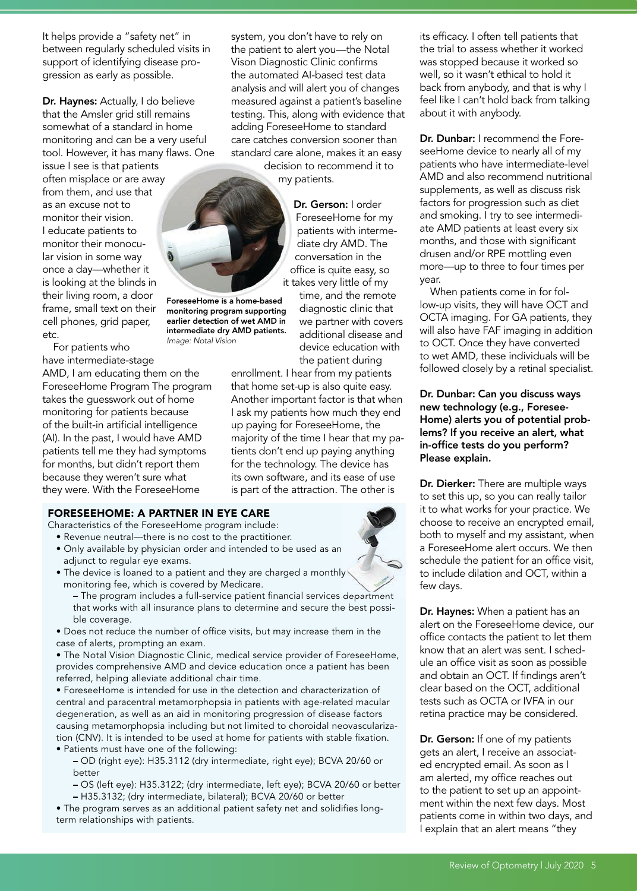It helps provide a "safety net" in between regularly scheduled visits in support of identifying disease progression as early as possible.

**Dr. Haynes:** Actually, I do believe that the Amsler grid still remains somewhat of a standard in home monitoring and can be a very useful tool. However, it has many flaws. One issue I see is that patients often misplace or are away from them, and use that as an excuse not to monitor their vision. I educate patients to monitor their monocular vision in some way once a day—whether it is looking at the blinds in their living room, a door frame, small text on their cell phones, grid paper, etc.

For patients who have intermediate-stage AMD, I am educating them on the ForeseeHome Program The program takes the guesswork out of home monitoring for patients because of the built-in artificial intelligence (AI). In the past, I would have AMD patients tell me they had symptoms for months, but didn't report them because they weren't sure what they were. With the ForeseeHome system, you don't have to rely on the patient to alert you—the Notal Vison Diagnostic Clinic confirms the automated AI-based test data analysis and will alert you of changes measured against a patient's baseline testing. This, along with evidence that adding ForeseeHome to standard care catches conversion sooner than standard care alone, makes it an easy decision to recommend it to my patients.

**ForeseeHome is a home-based monitoring program supporting earlier detection of wet AMD in intermediate dry AMD patients.** *Image: Notal Vision*

**Dr. Gerson:** I order ForeseeHome for my patients with intermediate dry AMD. The conversation in the office is quite easy, so it takes very little of my time, and the remote diagnostic clinic that we partner with covers additional disease and device education with the patient during enrollment. I hear from my patients that home set-up is also quite easy. Another important factor is that when I ask my patients how much they end up paying for ForeseeHome, the majority of the time I hear that my patients don't end up paying anything for the technology. The device has its own software, and its ease of use is part of the attraction. The other is its efficacy. I often tell patients that the trial to assess whether it worked was stopped because it worked so well, so it wasn't ethical to hold it back from anybody, and that is why I feel like I can't hold back from talking about it with anybody.

**Dr. Dunbar:** I recommend the ForeseeHome device to nearly all of my patients who have intermediate-level AMD and also recommend nutritional supplements, as well as discuss risk factors for progression such as diet and smoking. I try to see intermediate AMD patients at least every six months, and those with significant drusen and/or RPE mottling even more—up to three to four times per year.

When patients come in for follow-up visits, they will have OCT and OCTA imaging. For GA patients, they will also have FAF imaging in addition to OCT. Once they have converted to wet AMD, these individuals will be followed closely by a retinal specialist.

**Dr. Dunbar: Can you discuss ways new technology (e.g., ForeseeHome) alerts you of potential problems? If you receive an alert, what in-office tests do you perform? Please explain.**

**Dr. Dierker:** There are multiple ways to set this up, so you can really tailor it to what works for your practice. We choose to receive an encrypted email, both to myself and my assistant, when a ForeseeHome alert occurs. We then schedule the patient for an office visit, to include dilation and OCT, within a few days.

**Dr. Haynes:** When a patient has an alert on the ForeseeHome device, our office contacts the patient to let them know that an alert was sent. I schedule an office visit as soon as possible and obtain an OCT. If findings aren't clear based on the OCT, additional tests such as OCTA or IVFA in our retina practice may be considered.

**Dr. Gerson:** If one of my patients gets an alert, I receive an associated encrypted email. As soon as I am alerted, my office reaches out to the patient to set up an appointment within the next few days. Most patients come in within two days, and I explain that an alert means "they

### FORESEEHOME: A PARTNER IN EYE CARE

Characteristics of the ForeseeHome program include:

- Revenue neutral—there is no cost to the practitioner.
- Only available by physician order and intended to be used as an adjunct to regular eye exams.
- The device is loaned to a patient and they are charged a monthly monitoring fee, which is covered by Medicare.
  - The program includes a full-service patient financial services department that works with all insurance plans to determine and secure the best possible coverage.
- Does not reduce the number of office visits, but may increase them in the case of alerts, prompting an exam.
- The Notal Vision Diagnostic Clinic, medical service provider of ForeseeHome, provides comprehensive AMD and device education once a patient has been referred, helping alleviate additional chair time.
- ForeseeHome is intended for use in the detection and characterization of central and paracentral metamorphopsia in patients with age-related macular degeneration, as well as an aid in monitoring progression of disease factors causing metamorphopsia including but not limited to choroidal neovascularization (CNV). It is intended to be used at home for patients with stable fixation.
- Patients must have one of the following:
  - OD (right eye): H35.3112 (dry intermediate, right eye); BCVA 20/60 or better
  - OS (left eye): H35.3122; (dry intermediate, left eye); BCVA 20/60 or better
  - H35.3132; (dry intermediate, bilateral); BCVA 20/60 or better
- The program serves as an additional patient safety net and solidifies long-term relationships with patients.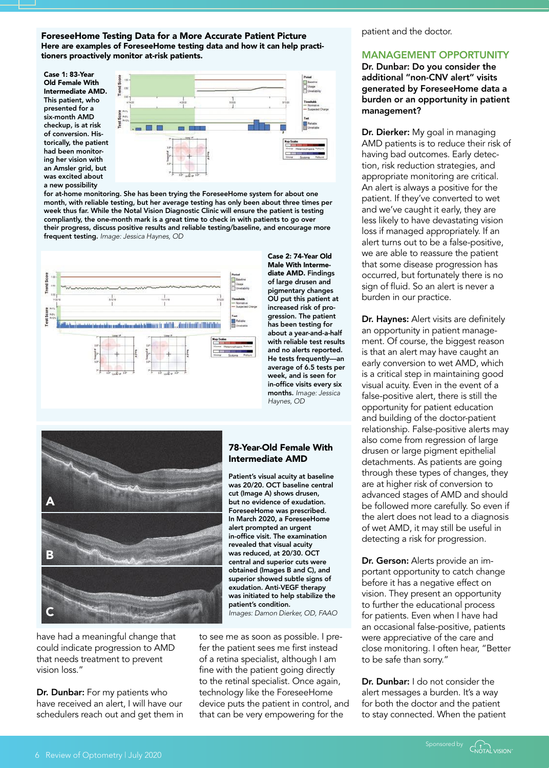## ForeseeHome Testing Data for a More Accurate Patient Picture

**Here are examples of ForeseeHome testing data and how it can help practitioners proactively monitor at-risk patients.**

**Case 1: 83-Year Old Female With Intermediate AMD.** This patient, who presented for a six-month AMD checkup, is at risk of conversion. Historically, the patient had been monitoring her vision with an Amsler grid, but was excited about a new possibility for at-home monitoring. She has been trying the ForeseeHome system for about one month, with reliable testing, but her average testing has only been about three times per week thus far. While the Notal Vision Diagnostic Clinic will ensure the patient is testing compliantly, the one-month mark is a great time to check in with patients to go over their progress, discuss positive results and reliable testing/baseline, and encourage more frequent testing. *Image: Jessica Haynes, OD*

**Case 2: 74-Year Old Male With Intermediate AMD.** Findings of large drusen and pigmentary changes OU put this patient at increased risk of progression. The patient has been testing for about a year-and-a-half with reliable test results and no alerts reported. He tests frequently—an average of 6.5 tests per week, and is seen for in-office visits every six months. *Image: Jessica Haynes, OD*

### 78-Year-Old Female With Intermediate AMD

**Patient's visual acuity at baseline was 20/20. OCT baseline central cut (Image A) shows drusen, but no evidence of exudation. ForeseeHome was prescribed. In March 2020, a ForeseeHome alert prompted an urgent in-office visit. The examination revealed that visual acuity was reduced, at 20/30. OCT central and superior cuts were obtained (Images B and C), and superior showed subtle signs of exudation. Anti-VEGF therapy was initiated to help stabilize the patient's condition.**
*Images: Damon Dierker, OD, FAAO*

have had a meaningful change that could indicate progression to AMD that needs treatment to prevent vision loss."

**Dr. Dunbar:** For my patients who have received an alert, I will have our schedulers reach out and get them in to see me as soon as possible. I prefer the patient sees me first instead of a retina specialist, although I am fine with the patient going directly to the retinal specialist. Once again, technology like the ForeseeHome device puts the patient in control, and that can be very empowering for the patient and the doctor.

## MANAGEMENT OPPORTUNITY

**Dr. Dunbar: Do you consider the additional "non-CNV alert" visits generated by ForeseeHome data a burden or an opportunity in patient management?**

**Dr. Dierker:** My goal in managing AMD patients is to reduce their risk of having bad outcomes. Early detection, risk reduction strategies, and appropriate monitoring are critical. An alert is always a positive for the patient. If they've converted to wet and we've caught it early, they are less likely to have devastating vision loss if managed appropriately. If an alert turns out to be a false-positive, we are able to reassure the patient that some disease progression has occurred, but fortunately there is no sign of fluid. So an alert is never a burden in our practice.

**Dr. Haynes:** Alert visits are definitely an opportunity in patient management. Of course, the biggest reason is that an alert may have caught an early conversion to wet AMD, which is a critical step in maintaining good visual acuity. Even in the event of a false-positive alert, there is still the opportunity for patient education and building of the doctor-patient relationship. False-positive alerts may also come from regression of large drusen or large pigment epithelial detachments. As patients are going through these types of changes, they are at higher risk of conversion to advanced stages of AMD and should be followed more carefully. So even if the alert does not lead to a diagnosis of wet AMD, it may still be useful in detecting a risk for progression.

**Dr. Gerson:** Alerts provide an important opportunity to catch change before it has a negative effect on vision. They present an opportunity to further the educational process for patients. Even when I have had an occasional false-positive, patients were appreciative of the care and close monitoring. I often hear, "Better to be safe than sorry."

**Dr. Dunbar:** I do not consider the alert messages a burden. It's a way for both the doctor and the patient to stay connected. When the patient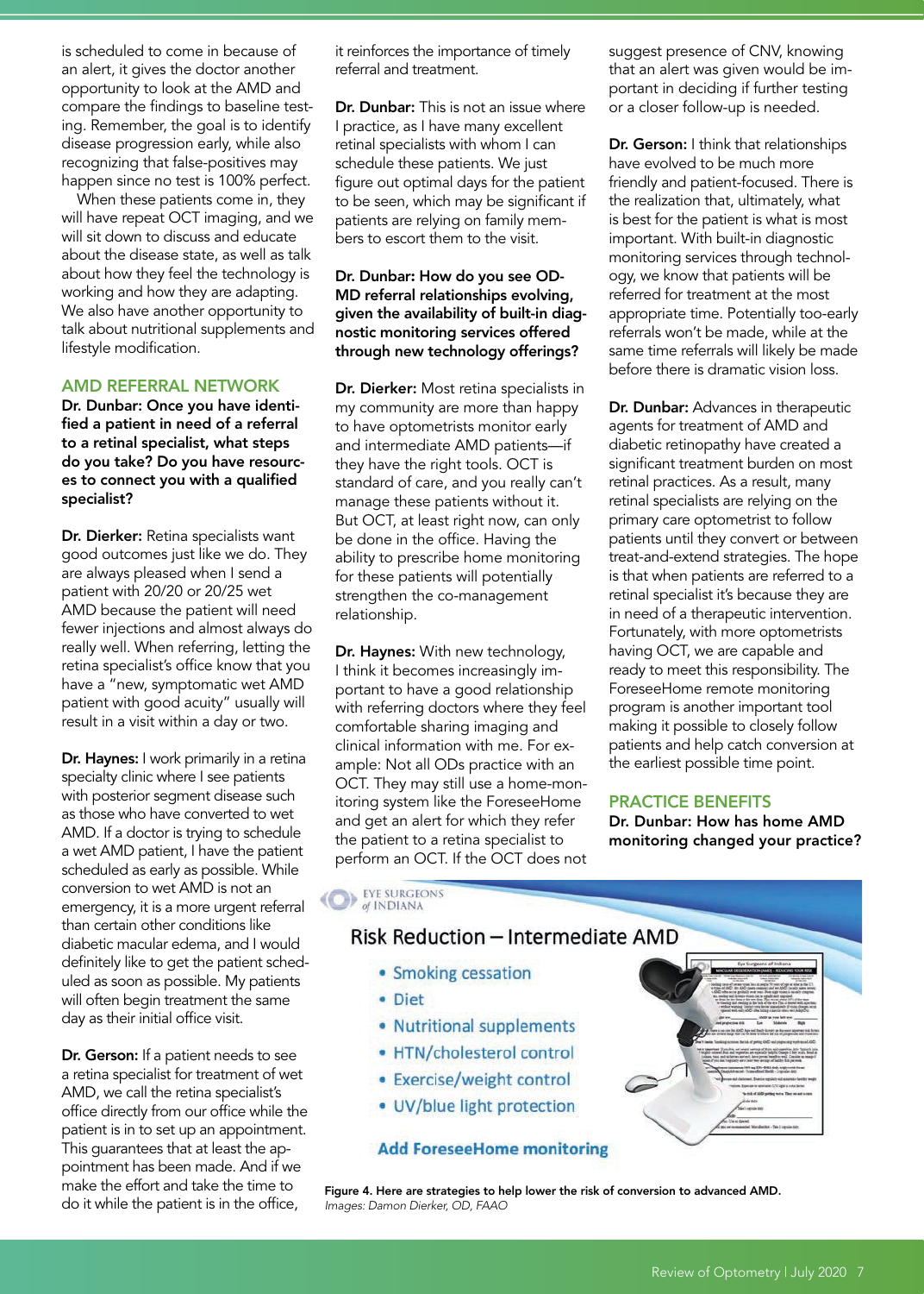is scheduled to come in because of an alert, it gives the doctor another opportunity to look at the AMD and compare the findings to baseline testing. Remember, the goal is to identify disease progression early, while also recognizing that false-positives may happen since no test is 100% perfect.

When these patients come in, they will have repeat OCT imaging, and we will sit down to discuss and educate about the disease state, as well as talk about how they feel the technology is working and how they are adapting. We also have another opportunity to talk about nutritional supplements and lifestyle modification.

## AMD REFERRAL NETWORK

**Dr. Dunbar: Once you have identified a patient in need of a referral to a retinal specialist, what steps do you take? Do you have resources to connect you with a qualified specialist?**

**Dr. Dierker:** Retina specialists want good outcomes just like we do. They are always pleased when I send a patient with 20/20 or 20/25 wet AMD because the patient will need fewer injections and almost always do really well. When referring, letting the retina specialist's office know that you have a "new, symptomatic wet AMD patient with good acuity" usually will result in a visit within a day or two.

**Dr. Haynes:** I work primarily in a retina specialty clinic where I see patients with posterior segment disease such as those who have converted to wet AMD. If a doctor is trying to schedule a wet AMD patient, I have the patient scheduled as early as possible. While conversion to wet AMD is not an emergency, it is a more urgent referral than certain other conditions like diabetic macular edema, and I would definitely like to get the patient scheduled as soon as possible. My patients will often begin treatment the same day as their initial office visit.

**Dr. Gerson:** If a patient needs to see a retina specialist for treatment of wet AMD, we call the retina specialist's office directly from our office while the patient is in to set up an appointment. This guarantees that at least the appointment has been made. And if we make the effort and take the time to do it while the patient is in the office, it reinforces the importance of timely referral and treatment.

**Dr. Dunbar:** This is not an issue where I practice, as I have many excellent retinal specialists with whom I can schedule these patients. We just figure out optimal days for the patient to be seen, which may be significant if patients are relying on family members to escort them to the visit.

**Dr. Dunbar: How do you see OD-MD referral relationships evolving, given the availability of built-in diagnostic monitoring services offered through new technology offerings?**

**Dr. Dierker:** Most retina specialists in my community are more than happy to have optometrists monitor early and intermediate AMD patients—if they have the right tools. OCT is standard of care, and you really can't manage these patients without it. But OCT, at least right now, can only be done in the office. Having the ability to prescribe home monitoring for these patients will potentially strengthen the co-management relationship.

**Dr. Haynes:** With new technology, I think it becomes increasingly important to have a good relationship with referring doctors where they feel comfortable sharing imaging and clinical information with me. For example: Not all ODs practice with an OCT. They may still use a home-monitoring system like the ForeseeHome and get an alert for which they refer the patient to a retina specialist to perform an OCT. If the OCT does not suggest presence of CNV, knowing that an alert was given would be important in deciding if further testing or a closer follow-up is needed.

**Dr. Gerson:** I think that relationships have evolved to be much more friendly and patient-focused. There is the realization that, ultimately, what is best for the patient is what is most important. With built-in diagnostic monitoring services through technology, we know that patients will be referred for treatment at the most appropriate time. Potentially too-early referrals won't be made, while at the same time referrals will likely be made before there is dramatic vision loss.

**Dr. Dunbar:** Advances in therapeutic agents for treatment of AMD and diabetic retinopathy have created a significant treatment burden on most retinal practices. As a result, many retinal specialists are relying on the primary care optometrist to follow patients until they convert or between treat-and-extend strategies. The hope is that when patients are referred to a retinal specialist it's because they are in need of a therapeutic intervention. Fortunately, with more optometrists having OCT, we are capable and ready to meet this responsibility. The ForeseeHome remote monitoring program is another important tool making it possible to closely follow patients and help catch conversion at the earliest possible time point.

## PRACTICE BENEFITS

**Dr. Dunbar: How has home AMD monitoring changed your practice?**

EYE SURGEONS of INDIANA

### Risk Reduction – Intermediate AMD

- Smoking cessation
- Diet
- Nutritional supplements
- HTN/cholesterol control
- Exercise/weight control
- UV/blue light protection

**Add ForeseeHome monitoring**

**Figure 4. Here are strategies to help lower the risk of conversion to advanced AMD.**
*Images: Damon Dierker, OD, FAAO*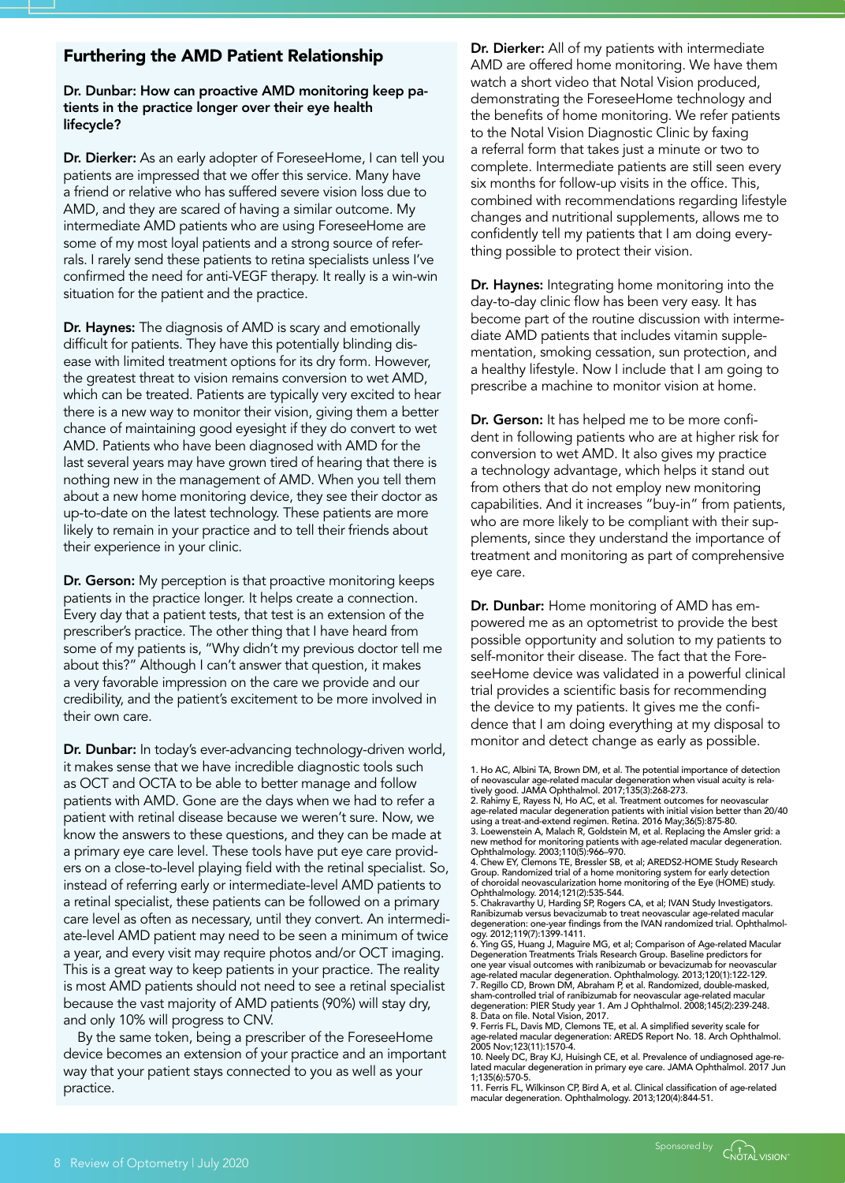## Furthering the AMD Patient Relationship

**Dr. Dunbar: How can proactive AMD monitoring keep patients in the practice longer over their eye health lifecycle?**

**Dr. Dierker:** As an early adopter of ForeseeHome, I can tell you patients are impressed that we offer this service. Many have a friend or relative who has suffered severe vision loss due to AMD, and they are scared of having a similar outcome. My intermediate AMD patients who are using ForeseeHome are some of my most loyal patients and a strong source of referrals. I rarely send these patients to retina specialists unless I've confirmed the need for anti-VEGF therapy. It really is a win-win situation for the patient and the practice.

**Dr. Haynes:** The diagnosis of AMD is scary and emotionally difficult for patients. They have this potentially blinding disease with limited treatment options for its dry form. However, the greatest threat to vision remains conversion to wet AMD, which can be treated. Patients are typically very excited to hear there is a new way to monitor their vision, giving them a better chance of maintaining good eyesight if they do convert to wet AMD. Patients who have been diagnosed with AMD for the last several years may have grown tired of hearing that there is nothing new in the management of AMD. When you tell them about a new home monitoring device, they see their doctor as up-to-date on the latest technology. These patients are more likely to remain in your practice and to tell their friends about their experience in your clinic.

**Dr. Gerson:** My perception is that proactive monitoring keeps patients in the practice longer. It helps create a connection. Every day that a patient tests, that test is an extension of the prescriber's practice. The other thing that I have heard from some of my patients is, "Why didn't my previous doctor tell me about this?" Although I can't answer that question, it makes a very favorable impression on the care we provide and our credibility, and the patient's excitement to be more involved in their own care.

**Dr. Dunbar:** In today's ever-advancing technology-driven world, it makes sense that we have incredible diagnostic tools such as OCT and OCTA to be able to better manage and follow patients with AMD. Gone are the days when we had to refer a patient with retinal disease because we weren't sure. Now, we know the answers to these questions, and they can be made at a primary eye care level. These tools have put eye care providers on a close-to-level playing field with the retinal specialist. So, instead of referring early or intermediate-level AMD patients to a retinal specialist, these patients can be followed on a primary care level as often as necessary, until they convert. An intermediate-level AMD patient may need to be seen a minimum of twice a year, and every visit may require photos and/or OCT imaging. This is a great way to keep patients in your practice. The reality is most AMD patients should not need to see a retinal specialist because the vast majority of AMD patients (90%) will stay dry, and only 10% will progress to CNV.

By the same token, being a prescriber of the ForeseeHome device becomes an extension of your practice and an important way that your patient stays connected to you as well as your practice.

**Dr. Dierker:** All of my patients with intermediate AMD are offered home monitoring. We have them watch a short video that Notal Vision produced, demonstrating the ForeseeHome technology and the benefits of home monitoring. We refer patients to the Notal Vision Diagnostic Clinic by faxing a referral form that takes just a minute or two to complete. Intermediate patients are still seen every six months for follow-up visits in the office. This, combined with recommendations regarding lifestyle changes and nutritional supplements, allows me to confidently tell my patients that I am doing everything possible to protect their vision.

**Dr. Haynes:** Integrating home monitoring into the day-to-day clinic flow has been very easy. It has become part of the routine discussion with intermediate AMD patients that includes vitamin supplementation, smoking cessation, sun protection, and a healthy lifestyle. Now I include that I am going to prescribe a machine to monitor vision at home.

**Dr. Gerson:** It has helped me to be more confident in following patients who are at higher risk for conversion to wet AMD. It also gives my practice a technology advantage, which helps it stand out from others that do not employ new monitoring capabilities. And it increases "buy-in" from patients, who are more likely to be compliant with their supplements, since they understand the importance of treatment and monitoring as part of comprehensive eye care.

**Dr. Dunbar:** Home monitoring of AMD has empowered me as an optometrist to provide the best possible opportunity and solution to my patients to self-monitor their disease. The fact that the ForeseeHome device was validated in a powerful clinical trial provides a scientific basis for recommending the device to my patients. It gives me the confidence that I am doing everything at my disposal to monitor and detect change as early as possible.

1. Ho AC, Albini TA, Brown DM, et al. The potential importance of detection of neovascular age-related macular degeneration when visual acuity is relatively good. JAMA Ophthalmol. 2017;135(3):268-273.
2. Rahimy E, Rayess N, Ho AC, et al. Treatment outcomes for neovascular age-related macular degeneration patients with initial vision better than 20/40 using a treat-and-extend regimen. Retina. 2016 May;36(5):875-80.
3. Loewenstein A, Malach R, Goldstein M, et al. Replacing the Amsler grid: a new method for monitoring patients with age-related macular degeneration. Ophthalmology. 2003;110(5):966–970.
4. Chew EY, Clemons TE, Bressler SB, et al; AREDS2-HOME Study Research Group. Randomized trial of a home monitoring system for early detection of choroidal neovascularization home monitoring of the Eye (HOME) study. Ophthalmology. 2014;121(2):535-544.
5. Chakravarthy U, Harding SP, Rogers CA, et al; IVAN Study Investigators. Ranibizumab versus bevacizumab to treat neovascular age-related macular degeneration: one-year findings from the IVAN randomized trial. Ophthalmology. 2012;119(7):1399-1411.
6. Ying GS, Huang J, Maguire MG, et al; Comparison of Age-related Macular Degeneration Treatments Trials Research Group. Baseline predictors for one year visual outcomes with ranibizumab or bevacizumab for neovascular age-related macular degeneration. Ophthalmology. 2013;120(1):122-129.
7. Regillo CD, Brown DM, Abraham P, et al. Randomized, double-masked, sham-controlled trial of ranibizumab for neovascular age-related macular degeneration: PIER Study year 1. Am J Ophthalmol. 2008;145(2):239-248.
8. Data on file. Notal Vision, 2017.
9. Ferris FL, Davis MD, Clemons TE, et al. A simplified severity scale for age-related macular degeneration: AREDS Report No. 18. Arch Ophthalmol. 2005 Nov;123(11):1570-4.
10. Neely DC, Bray KJ, Huisingh CE, et al. Prevalence of undiagnosed age-related macular degeneration in primary eye care. JAMA Ophthalmol. 2017 Jun 1;135(6):570-5.
11. Ferris FL, Wilkinson CP, Bird A, et al. Clinical classification of age-related macular degeneration. Ophthalmology. 2013;120(4):844-51.